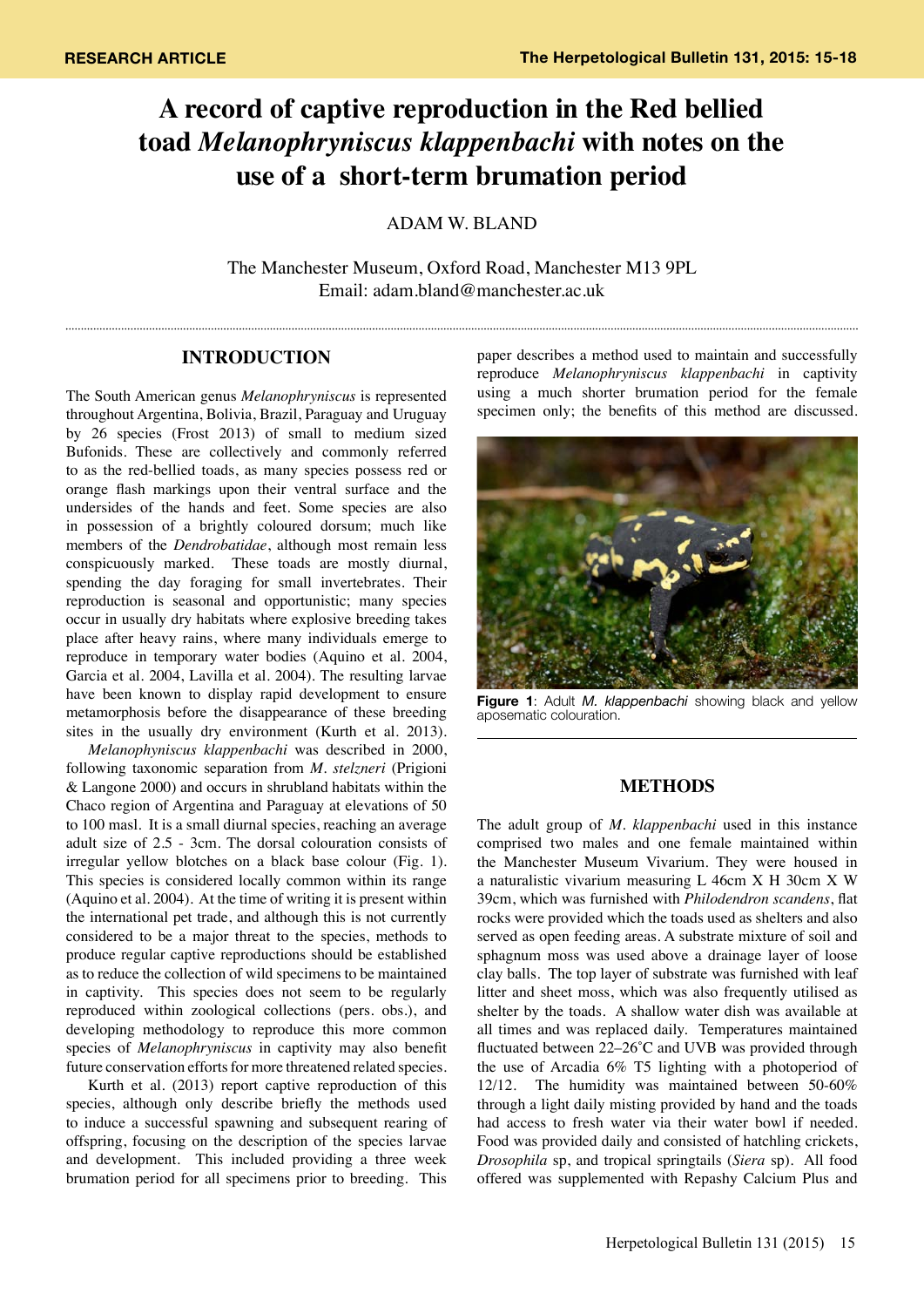RESEARCH ARTICLE

# A record of captive reproduction in the Red bellied toad *Melanophryniscus klappenbachi* with notes on the use of a short-term brumation period

ADAM W. BLAND

The Manchester Museum, Oxford Road, Manchester M13 9PL
Email: adam.bland@manchester.ac.uk

## INTRODUCTION

The South American genus *Melanophryniscus* is represented throughout Argentina, Bolivia, Brazil, Paraguay and Uruguay by 26 species (Frost 2013) of small to medium sized Bufonids. These are collectively and commonly referred to as the red-bellied toads, as many species possess red or orange flash markings upon their ventral surface and the undersides of the hands and feet. Some species are also in possession of a brightly coloured dorsum; much like members of the *Dendrobatidae*, although most remain less conspicuously marked. These toads are mostly diurnal, spending the day foraging for small invertebrates. Their reproduction is seasonal and opportunistic; many species occur in usually dry habitats where explosive breeding takes place after heavy rains, where many individuals emerge to reproduce in temporary water bodies (Aquino et al. 2004, Garcia et al. 2004, Lavilla et al. 2004). The resulting larvae have been known to display rapid development to ensure metamorphosis before the disappearance of these breeding sites in the usually dry environment (Kurth et al. 2013).

*Melanophyniscus klappenbachi* was described in 2000, following taxonomic separation from *M. stelzneri* (Prigioni & Langone 2000) and occurs in shrubland habitats within the Chaco region of Argentina and Paraguay at elevations of 50 to 100 masl. It is a small diurnal species, reaching an average adult size of 2.5 - 3cm. The dorsal colouration consists of irregular yellow blotches on a black base colour (Fig. 1). This species is considered locally common within its range (Aquino et al. 2004). At the time of writing it is present within the international pet trade, and although this is not currently considered to be a major threat to the species, methods to produce regular captive reproductions should be established as to reduce the collection of wild specimens to be maintained in captivity. This species does not seem to be regularly reproduced within zoological collections (pers. obs.), and developing methodology to reproduce this more common species of *Melanophryniscus* in captivity may also benefit future conservation efforts for more threatened related species.

Kurth et al. (2013) report captive reproduction of this species, although only describe briefly the methods used to induce a successful spawning and subsequent rearing of offspring, focusing on the description of the species larvae and development. This included providing a three week brumation period for all specimens prior to breeding. This paper describes a method used to maintain and successfully reproduce *Melanophryniscus klappenbachi* in captivity using a much shorter brumation period for the female specimen only; the benefits of this method are discussed.

**Figure 1**: Adult *M. klappenbachi* showing black and yellow aposematic colouration.

## METHODS

The adult group of *M. klappenbachi* used in this instance comprised two males and one female maintained within the Manchester Museum Vivarium. They were housed in a naturalistic vivarium measuring L 46cm X H 30cm X W 39cm, which was furnished with *Philodendron scandens*, flat rocks were provided which the toads used as shelters and also served as open feeding areas. A substrate mixture of soil and sphagnum moss was used above a drainage layer of loose clay balls. The top layer of substrate was furnished with leaf litter and sheet moss, which was also frequently utilised as shelter by the toads. A shallow water dish was available at all times and was replaced daily. Temperatures maintained fluctuated between 22–26˚C and UVB was provided through the use of Arcadia 6% T5 lighting with a photoperiod of 12/12. The humidity was maintained between 50-60% through a light daily misting provided by hand and the toads had access to fresh water via their water bowl if needed. Food was provided daily and consisted of hatchling crickets, *Drosophila* sp, and tropical springtails (*Siera* sp). All food offered was supplemented with Repashy Calcium Plus and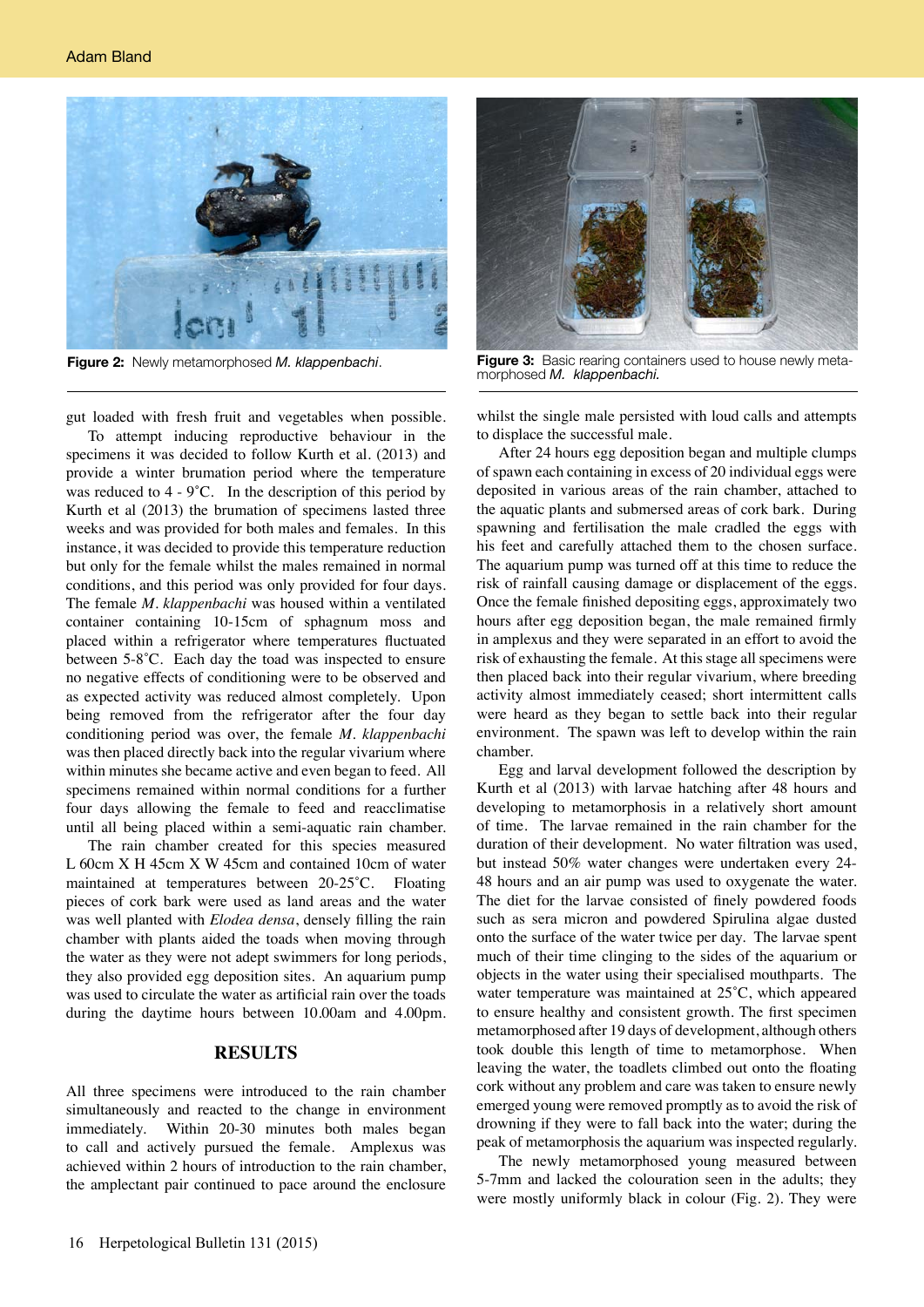Figure 2: Newly metamorphosed *M. klappenbachi*.

Figure 3: Basic rearing containers used to house newly metamorphosed *M. klappenbachi*.

gut loaded with fresh fruit and vegetables when possible.

To attempt inducing reproductive behaviour in the specimens it was decided to follow Kurth et al. (2013) and provide a winter brumation period where the temperature was reduced to 4 - 9˚C. In the description of this period by Kurth et al (2013) the brumation of specimens lasted three weeks and was provided for both males and females. In this instance, it was decided to provide this temperature reduction but only for the female whilst the males remained in normal conditions, and this period was only provided for four days. The female *M. klappenbachi* was housed within a ventilated container containing 10-15cm of sphagnum moss and placed within a refrigerator where temperatures fluctuated between 5-8˚C. Each day the toad was inspected to ensure no negative effects of conditioning were to be observed and as expected activity was reduced almost completely. Upon being removed from the refrigerator after the four day conditioning period was over, the female *M. klappenbachi* was then placed directly back into the regular vivarium where within minutes she became active and even began to feed. All specimens remained within normal conditions for a further four days allowing the female to feed and reacclimatise until all being placed within a semi-aquatic rain chamber.

The rain chamber created for this species measured L 60cm X H 45cm X W 45cm and contained 10cm of water maintained at temperatures between 20-25˚C. Floating pieces of cork bark were used as land areas and the water was well planted with *Elodea densa*, densely filling the rain chamber with plants aided the toads when moving through the water as they were not adept swimmers for long periods, they also provided egg deposition sites. An aquarium pump was used to circulate the water as artificial rain over the toads during the daytime hours between 10.00am and 4.00pm.

## RESULTS

All three specimens were introduced to the rain chamber simultaneously and reacted to the change in environment immediately. Within 20-30 minutes both males began to call and actively pursued the female. Amplexus was achieved within 2 hours of introduction to the rain chamber, the amplectant pair continued to pace around the enclosure whilst the single male persisted with loud calls and attempts to displace the successful male.

After 24 hours egg deposition began and multiple clumps of spawn each containing in excess of 20 individual eggs were deposited in various areas of the rain chamber, attached to the aquatic plants and submersed areas of cork bark. During spawning and fertilisation the male cradled the eggs with his feet and carefully attached them to the chosen surface. The aquarium pump was turned off at this time to reduce the risk of rainfall causing damage or displacement of the eggs. Once the female finished depositing eggs, approximately two hours after egg deposition began, the male remained firmly in amplexus and they were separated in an effort to avoid the risk of exhausting the female. At this stage all specimens were then placed back into their regular vivarium, where breeding activity almost immediately ceased; short intermittent calls were heard as they began to settle back into their regular environment. The spawn was left to develop within the rain chamber.

Egg and larval development followed the description by Kurth et al (2013) with larvae hatching after 48 hours and developing to metamorphosis in a relatively short amount of time. The larvae remained in the rain chamber for the duration of their development. No water filtration was used, but instead 50% water changes were undertaken every 24-48 hours and an air pump was used to oxygenate the water. The diet for the larvae consisted of finely powdered foods such as sera micron and powdered Spirulina algae dusted onto the surface of the water twice per day. The larvae spent much of their time clinging to the sides of the aquarium or objects in the water using their specialised mouthparts. The water temperature was maintained at 25˚C, which appeared to ensure healthy and consistent growth. The first specimen metamorphosed after 19 days of development, although others took double this length of time to metamorphose. When leaving the water, the toadlets climbed out onto the floating cork without any problem and care was taken to ensure newly emerged young were removed promptly as to avoid the risk of drowning if they were to fall back into the water; during the peak of metamorphosis the aquarium was inspected regularly.

The newly metamorphosed young measured between 5-7mm and lacked the colouration seen in the adults; they were mostly uniformly black in colour (Fig. 2). They were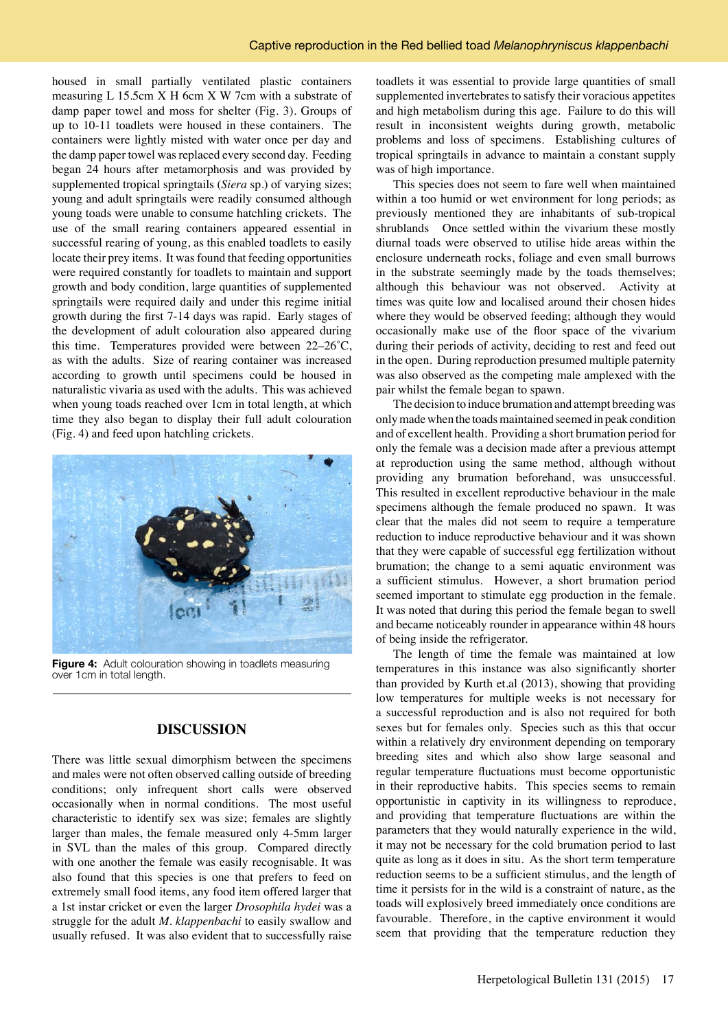housed in small partially ventilated plastic containers measuring L 15.5cm X H 6cm X W 7cm with a substrate of damp paper towel and moss for shelter (Fig. 3). Groups of up to 10-11 toadlets were housed in these containers. The containers were lightly misted with water once per day and the damp paper towel was replaced every second day. Feeding began 24 hours after metamorphosis and was provided by supplemented tropical springtails (*Siera* sp.) of varying sizes; young and adult springtails were readily consumed although young toads were unable to consume hatchling crickets. The use of the small rearing containers appeared essential in successful rearing of young, as this enabled toadlets to easily locate their prey items. It was found that feeding opportunities were required constantly for toadlets to maintain and support growth and body condition, large quantities of supplemented springtails were required daily and under this regime initial growth during the first 7-14 days was rapid. Early stages of the development of adult colouration also appeared during this time. Temperatures provided were between 22–26˚C, as with the adults. Size of rearing container was increased according to growth until specimens could be housed in naturalistic vivaria as used with the adults. This was achieved when young toads reached over 1cm in total length, at which time they also began to display their full adult colouration (Fig. 4) and feed upon hatchling crickets.

**Figure 4:** Adult colouration showing in toadlets measuring over 1cm in total length.

## DISCUSSION

There was little sexual dimorphism between the specimens and males were not often observed calling outside of breeding conditions; only infrequent short calls were observed occasionally when in normal conditions. The most useful characteristic to identify sex was size; females are slightly larger than males, the female measured only 4-5mm larger in SVL than the males of this group. Compared directly with one another the female was easily recognisable. It was also found that this species is one that prefers to feed on extremely small food items, any food item offered larger that a 1st instar cricket or even the larger *Drosophila hydei* was a struggle for the adult *M. klappenbachi* to easily swallow and usually refused. It was also evident that to successfully raise toadlets it was essential to provide large quantities of small supplemented invertebrates to satisfy their voracious appetites and high metabolism during this age. Failure to do this will result in inconsistent weights during growth, metabolic problems and loss of specimens. Establishing cultures of tropical springtails in advance to maintain a constant supply was of high importance.

This species does not seem to fare well when maintained within a too humid or wet environment for long periods; as previously mentioned they are inhabitants of sub-tropical shrublands Once settled within the vivarium these mostly diurnal toads were observed to utilise hide areas within the enclosure underneath rocks, foliage and even small burrows in the substrate seemingly made by the toads themselves; although this behaviour was not observed. Activity at times was quite low and localised around their chosen hides where they would be observed feeding; although they would occasionally make use of the floor space of the vivarium during their periods of activity, deciding to rest and feed out in the open. During reproduction presumed multiple paternity was also observed as the competing male amplexed with the pair whilst the female began to spawn.

The decision to induce brumation and attempt breeding was only made when the toads maintained seemed in peak condition and of excellent health. Providing a short brumation period for only the female was a decision made after a previous attempt at reproduction using the same method, although without providing any brumation beforehand, was unsuccessful. This resulted in excellent reproductive behaviour in the male specimens although the female produced no spawn. It was clear that the males did not seem to require a temperature reduction to induce reproductive behaviour and it was shown that they were capable of successful egg fertilization without brumation; the change to a semi aquatic environment was a sufficient stimulus. However, a short brumation period seemed important to stimulate egg production in the female. It was noted that during this period the female began to swell and became noticeably rounder in appearance within 48 hours of being inside the refrigerator.

The length of time the female was maintained at low temperatures in this instance was also significantly shorter than provided by Kurth et.al (2013), showing that providing low temperatures for multiple weeks is not necessary for a successful reproduction and is also not required for both sexes but for females only. Species such as this that occur within a relatively dry environment depending on temporary breeding sites and which also show large seasonal and regular temperature fluctuations must become opportunistic in their reproductive habits. This species seems to remain opportunistic in captivity in its willingness to reproduce, and providing that temperature fluctuations are within the parameters that they would naturally experience in the wild, it may not be necessary for the cold brumation period to last quite as long as it does in situ. As the short term temperature reduction seems to be a sufficient stimulus, and the length of time it persists for in the wild is a constraint of nature, as the toads will explosively breed immediately once conditions are favourable. Therefore, in the captive environment it would seem that providing that the temperature reduction they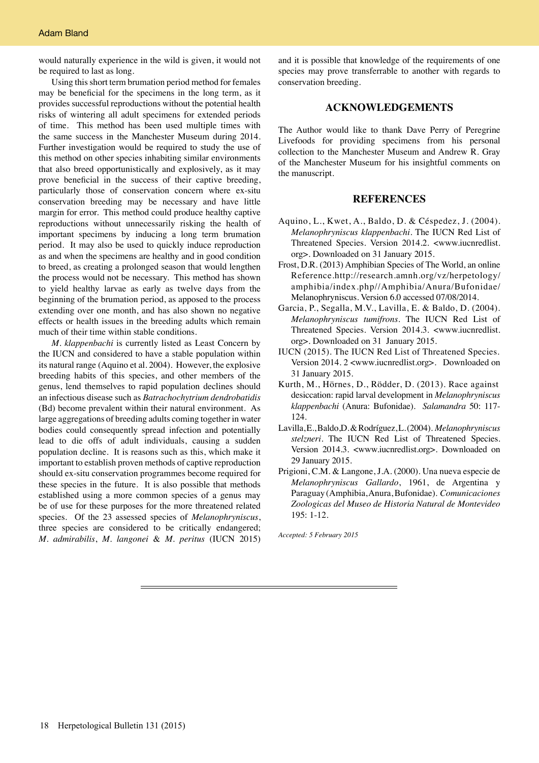would naturally experience in the wild is given, it would not be required to last as long.

Using this short term brumation period method for females may be beneficial for the specimens in the long term, as it provides successful reproductions without the potential health risks of wintering all adult specimens for extended periods of time. This method has been used multiple times with the same success in the Manchester Museum during 2014. Further investigation would be required to study the use of this method on other species inhabiting similar environments that also breed opportunistically and explosively, as it may prove beneficial in the success of their captive breeding, particularly those of conservation concern where ex-situ conservation breeding may be necessary and have little margin for error. This method could produce healthy captive reproductions without unnecessarily risking the health of important specimens by inducing a long term brumation period. It may also be used to quickly induce reproduction as and when the specimens are healthy and in good condition to breed, as creating a prolonged season that would lengthen the process would not be necessary. This method has shown to yield healthy larvae as early as twelve days from the beginning of the brumation period, as apposed to the process extending over one month, and has also shown no negative effects or health issues in the breeding adults which remain much of their time within stable conditions.

*M. klappenbachi* is currently listed as Least Concern by the IUCN and considered to have a stable population within its natural range (Aquino et al. 2004). However, the explosive breeding habits of this species, and other members of the genus, lend themselves to rapid population declines should an infectious disease such as *Batrachochytrium dendrobatidis* (Bd) become prevalent within their natural environment. As large aggregations of breeding adults coming together in water bodies could consequently spread infection and potentially lead to die offs of adult individuals, causing a sudden population decline. It is reasons such as this, which make it important to establish proven methods of captive reproduction should ex-situ conservation programmes become required for these species in the future. It is also possible that methods established using a more common species of a genus may be of use for these purposes for the more threatened related species. Of the 23 assessed species of *Melanophryniscus*, three species are considered to be critically endangered; *M. admirabilis*, *M. langonei* & *M. peritus* (IUCN 2015) and it is possible that knowledge of the requirements of one species may prove transferrable to another with regards to conservation breeding.

## ACKNOWLEDGEMENTS

The Author would like to thank Dave Perry of Peregrine Livefoods for providing specimens from his personal collection to the Manchester Museum and Andrew R. Gray of the Manchester Museum for his insightful comments on the manuscript.

## REFERENCES

Aquino, L., Kwet, A., Baldo, D. & Céspedez, J. (2004). *Melanophryniscus klappenbachi*. The IUCN Red List of Threatened Species. Version 2014.2. <www.iucnredlist.org>. Downloaded on 31 January 2015.

Frost, D.R. (2013) Amphibian Species of The World, an online Reference.http://research.amnh.org/vz/herpetology/amphibia/index.php//Amphibia/Anura/Bufonidae/Melanophryniscus. Version 6.0 accessed 07/08/2014.

Garcia, P., Segalla, M.V., Lavilla, E. & Baldo, D. (2004). *Melanophryniscus tumifrons*. The IUCN Red List of Threatened Species. Version 2014.3. <www.iucnredlist.org>. Downloaded on 31 January 2015.

IUCN (2015). The IUCN Red List of Threatened Species. Version 2014. 2 <www.iucnredlist.org>. Downloaded on 31 January 2015.

Kurth, M., Hörnes, D., Rödder, D. (2013). Race against desiccation: rapid larval development in *Melanophryniscus klappenbachi* (Anura: Bufonidae). *Salamandra* 50: 117-124.

Lavilla, E., Baldo, D. & Rodríguez, L. (2004). *Melanophryniscus stelzneri*. The IUCN Red List of Threatened Species. Version 2014.3. <www.iucnredlist.org>. Downloaded on 29 January 2015.

Prigioni, C.M. & Langone, J.A. (2000). Una nueva especie de *Melanophryniscus Gallardo*, 1961, de Argentina y Paraguay (Amphibia, Anura, Bufonidae). *Comunicaciones Zoologicas del Museo de Historia Natural de Montevideo* 195: 1-12.

*Accepted: 5 February 2015*